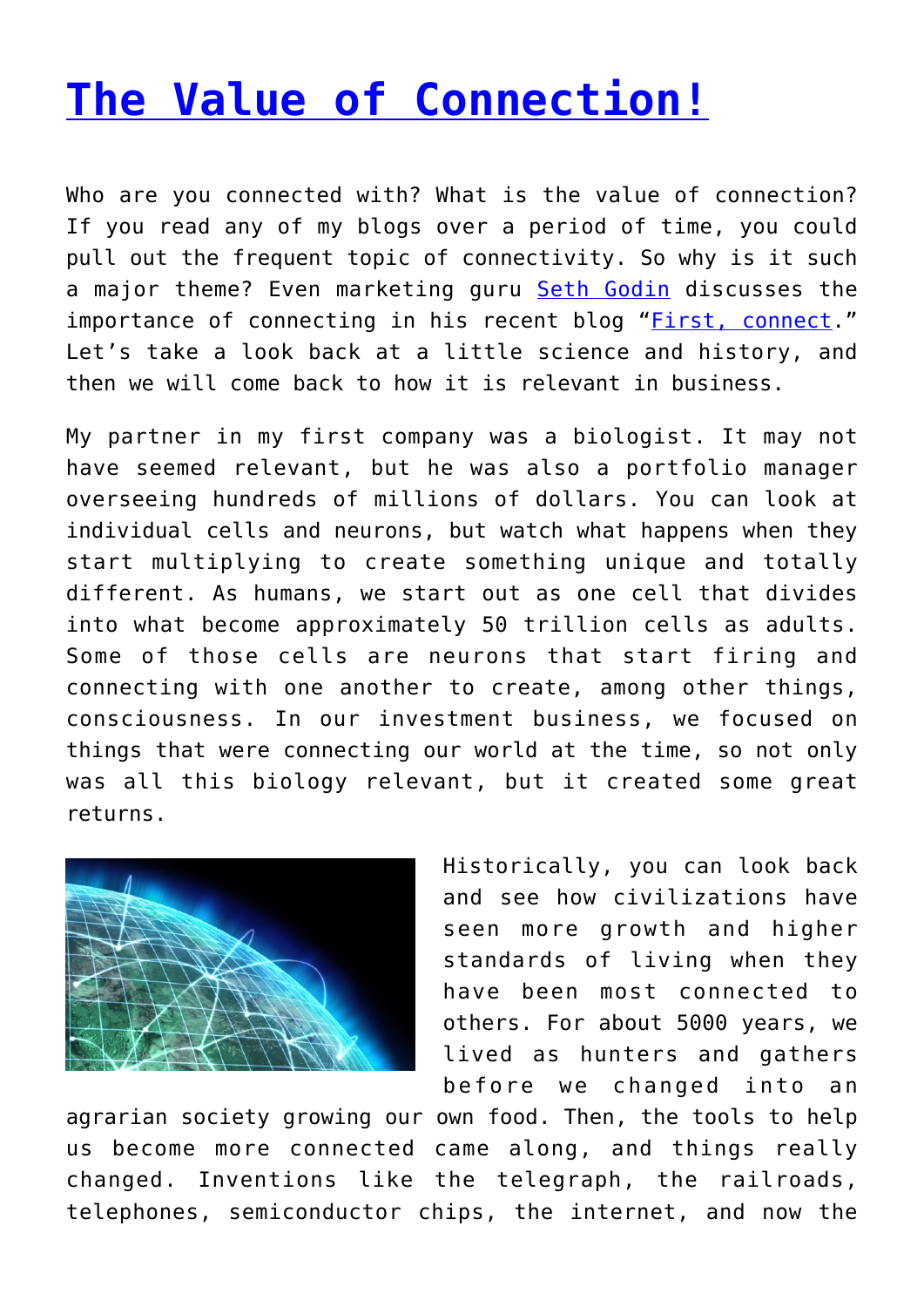# [The Value of Connection!]()

Who are you connected with? What is the value of connection? If you read any of my blogs over a period of time, you could pull out the frequent topic of connectivity. So why is it such a major theme? Even marketing guru [Seth Godin]() discusses the importance of connecting in his recent blog "[First, connect]()." Let's take a look back at a little science and history, and then we will come back to how it is relevant in business.

My partner in my first company was a biologist. It may not have seemed relevant, but he was also a portfolio manager overseeing hundreds of millions of dollars. You can look at individual cells and neurons, but watch what happens when they start multiplying to create something unique and totally different. As humans, we start out as one cell that divides into what become approximately 50 trillion cells as adults. Some of those cells are neurons that start firing and connecting with one another to create, among other things, consciousness. In our investment business, we focused on things that were connecting our world at the time, so not only was all this biology relevant, but it created some great returns.

Historically, you can look back and see how civilizations have seen more growth and higher standards of living when they have been most connected to others. For about 5000 years, we lived as hunters and gathers before we changed into an agrarian society growing our own food. Then, the tools to help us become more connected came along, and things really changed. Inventions like the telegraph, the railroads, telephones, semiconductor chips, the internet, and now the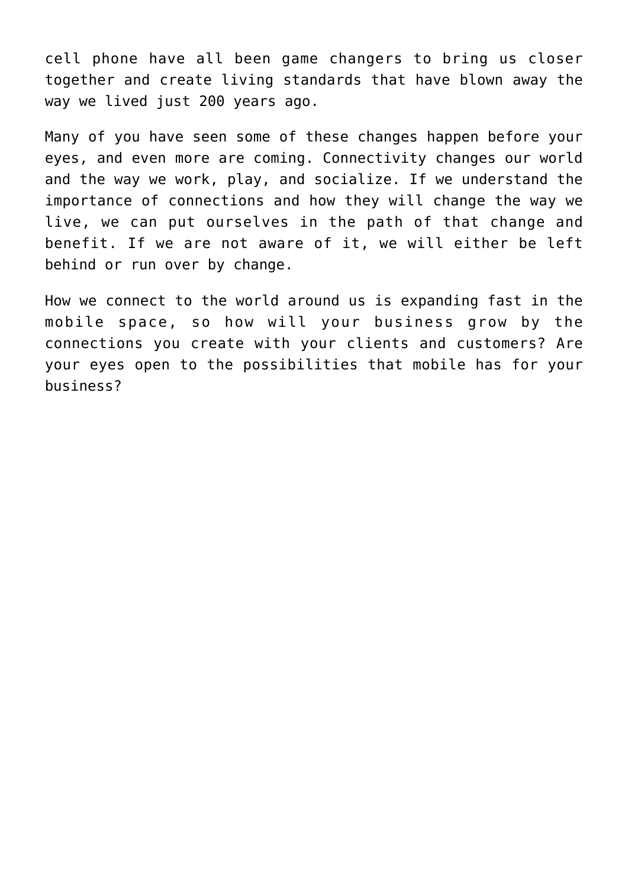cell phone have all been game changers to bring us closer together and create living standards that have blown away the way we lived just 200 years ago.

Many of you have seen some of these changes happen before your eyes, and even more are coming. Connectivity changes our world and the way we work, play, and socialize. If we understand the importance of connections and how they will change the way we live, we can put ourselves in the path of that change and benefit. If we are not aware of it, we will either be left behind or run over by change.

How we connect to the world around us is expanding fast in the mobile space, so how will your business grow by the connections you create with your clients and customers? Are your eyes open to the possibilities that mobile has for your business?